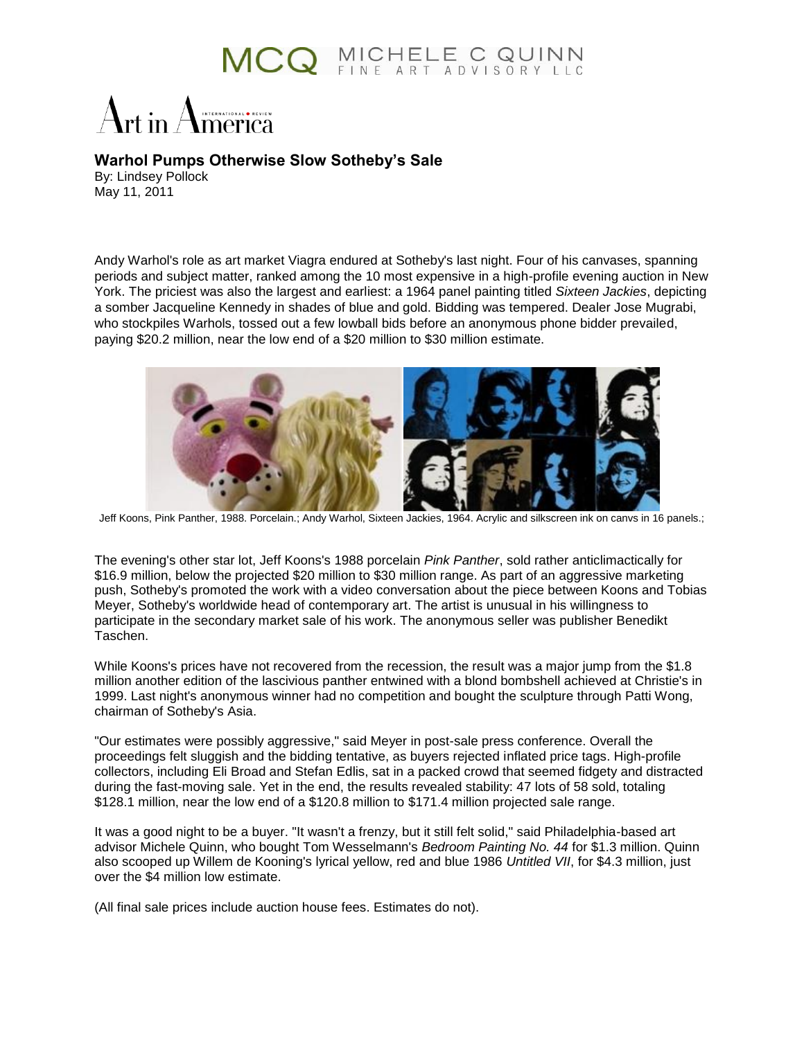MCQ MICHELE C QUINN FINE ART ADVISORY LLC

Art in America

## Warhol Pumps Otherwise Slow Sotheby's Sale

By: Lindsey Pollock
May 11, 2011

Andy Warhol's role as art market Viagra endured at Sotheby's last night. Four of his canvases, spanning periods and subject matter, ranked among the 10 most expensive in a high-profile evening auction in New York. The priciest was also the largest and earliest: a 1964 panel painting titled *Sixteen Jackies*, depicting a somber Jacqueline Kennedy in shades of blue and gold. Bidding was tempered. Dealer Jose Mugrabi, who stockpiles Warhols, tossed out a few lowball bids before an anonymous phone bidder prevailed, paying $20.2 million, near the low end of a $20 million to $30 million estimate.

Jeff Koons, Pink Panther, 1988. Porcelain.; Andy Warhol, Sixteen Jackies, 1964. Acrylic and silkscreen ink on canvs in 16 panels.;

The evening's other star lot, Jeff Koons's 1988 porcelain *Pink Panther*, sold rather anticlimactically for $16.9 million, below the projected $20 million to $30 million range. As part of an aggressive marketing push, Sotheby's promoted the work with a video conversation about the piece between Koons and Tobias Meyer, Sotheby's worldwide head of contemporary art. The artist is unusual in his willingness to participate in the secondary market sale of his work. The anonymous seller was publisher Benedikt Taschen.

While Koons's prices have not recovered from the recession, the result was a major jump from the $1.8 million another edition of the lascivious panther entwined with a blond bombshell achieved at Christie's in 1999. Last night's anonymous winner had no competition and bought the sculpture through Patti Wong, chairman of Sotheby's Asia.

"Our estimates were possibly aggressive," said Meyer in post-sale press conference. Overall the proceedings felt sluggish and the bidding tentative, as buyers rejected inflated price tags. High-profile collectors, including Eli Broad and Stefan Edlis, sat in a packed crowd that seemed fidgety and distracted during the fast-moving sale. Yet in the end, the results revealed stability: 47 lots of 58 sold, totaling $128.1 million, near the low end of a $120.8 million to $171.4 million projected sale range.

It was a good night to be a buyer. "It wasn't a frenzy, but it still felt solid," said Philadelphia-based art advisor Michele Quinn, who bought Tom Wesselmann's *Bedroom Painting No. 44* for $1.3 million. Quinn also scooped up Willem de Kooning's lyrical yellow, red and blue 1986 *Untitled VII*, for $4.3 million, just over the $4 million low estimate.

(All final sale prices include auction house fees. Estimates do not).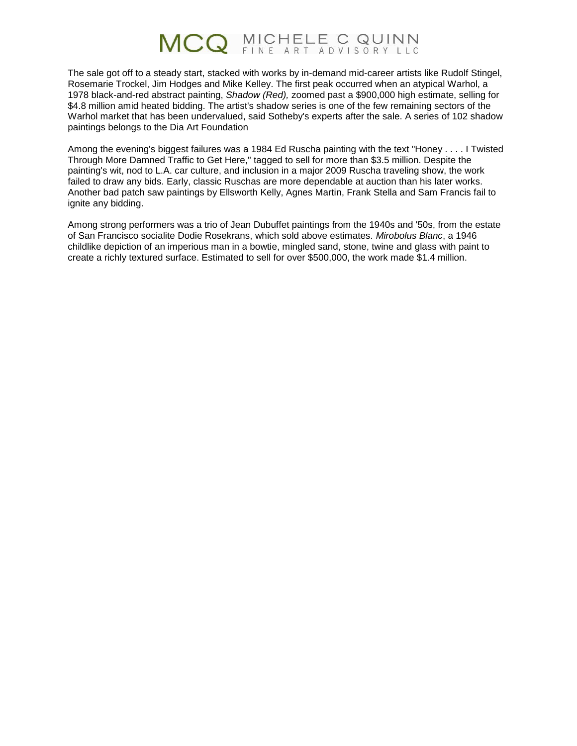The sale got off to a steady start, stacked with works by in-demand mid-career artists like Rudolf Stingel, Rosemarie Trockel, Jim Hodges and Mike Kelley. The first peak occurred when an atypical Warhol, a 1978 black-and-red abstract painting, *Shadow (Red),* zoomed past a $900,000 high estimate, selling for $4.8 million amid heated bidding. The artist's shadow series is one of the few remaining sectors of the Warhol market that has been undervalued, said Sotheby's experts after the sale. A series of 102 shadow paintings belongs to the Dia Art Foundation

Among the evening's biggest failures was a 1984 Ed Ruscha painting with the text "Honey . . . . I Twisted Through More Damned Traffic to Get Here," tagged to sell for more than $3.5 million. Despite the painting's wit, nod to L.A. car culture, and inclusion in a major 2009 Ruscha traveling show, the work failed to draw any bids. Early, classic Ruschas are more dependable at auction than his later works. Another bad patch saw paintings by Ellsworth Kelly, Agnes Martin, Frank Stella and Sam Francis fail to ignite any bidding.

Among strong performers was a trio of Jean Dubuffet paintings from the 1940s and '50s, from the estate of San Francisco socialite Dodie Rosekrans, which sold above estimates. *Mirobolus Blanc*, a 1946 childlike depiction of an imperious man in a bowtie, mingled sand, stone, twine and glass with paint to create a richly textured surface. Estimated to sell for over $500,000, the work made $1.4 million.